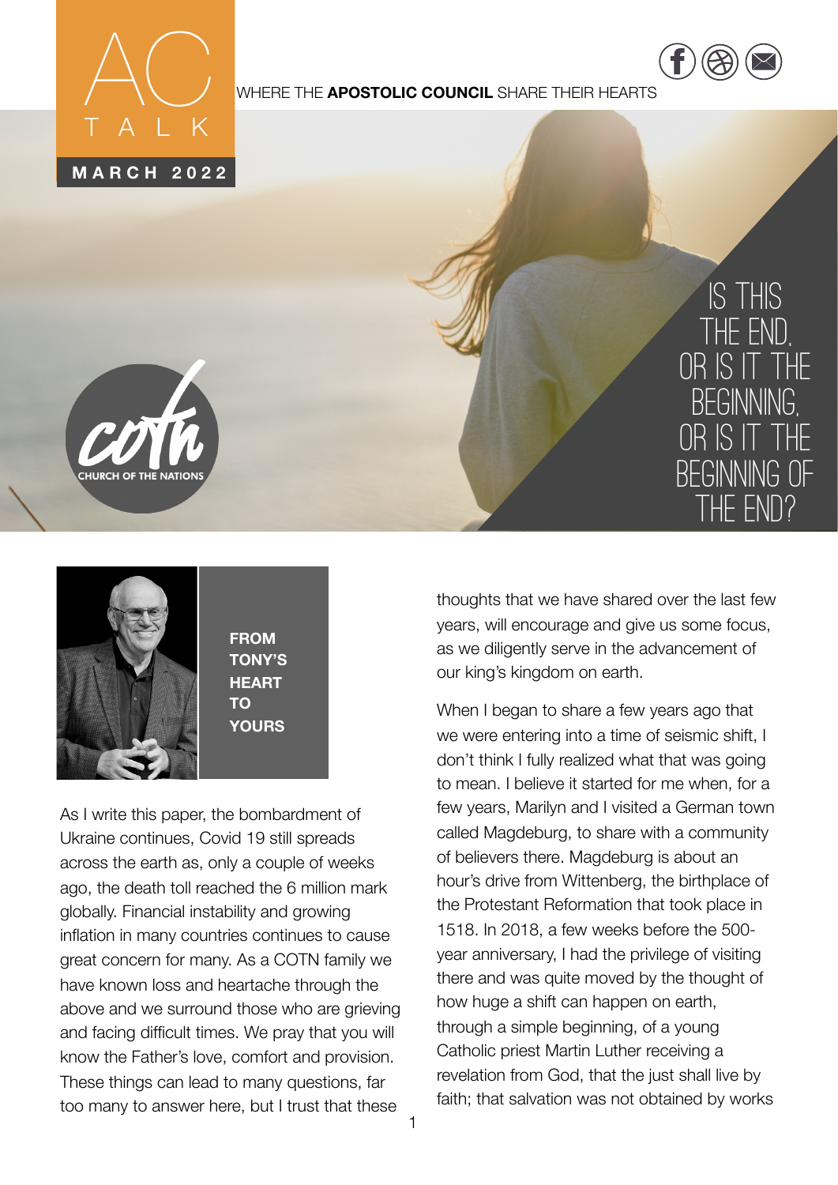# AC TALK

**MARCH 2022**

WHERE THE **APOSTOLIC COUNCIL** SHARE THEIR HEARTS

# IS THIS THE END, OR IS IT THE BEGINNING, OR IS IT THE BEGINNING OF THE END?

COTN CHURCH OF THE NATIONS

## FROM TONY'S HEART TO YOURS

As I write this paper, the bombardment of Ukraine continues, Covid 19 still spreads across the earth as, only a couple of weeks ago, the death toll reached the 6 million mark globally. Financial instability and growing inflation in many countries continues to cause great concern for many. As a COTN family we have known loss and heartache through the above and we surround those who are grieving and facing difficult times. We pray that you will know the Father's love, comfort and provision. These things can lead to many questions, far too many to answer here, but I trust that these thoughts that we have shared over the last few years, will encourage and give us some focus, as we diligently serve in the advancement of our king's kingdom on earth.

When I began to share a few years ago that we were entering into a time of seismic shift, I don't think I fully realized what that was going to mean. I believe it started for me when, for a few years, Marilyn and I visited a German town called Magdeburg, to share with a community of believers there. Magdeburg is about an hour's drive from Wittenberg, the birthplace of the Protestant Reformation that took place in 1518. In 2018, a few weeks before the 500-year anniversary, I had the privilege of visiting there and was quite moved by the thought of how huge a shift can happen on earth, through a simple beginning, of a young Catholic priest Martin Luther receiving a revelation from God, that the just shall live by faith; that salvation was not obtained by works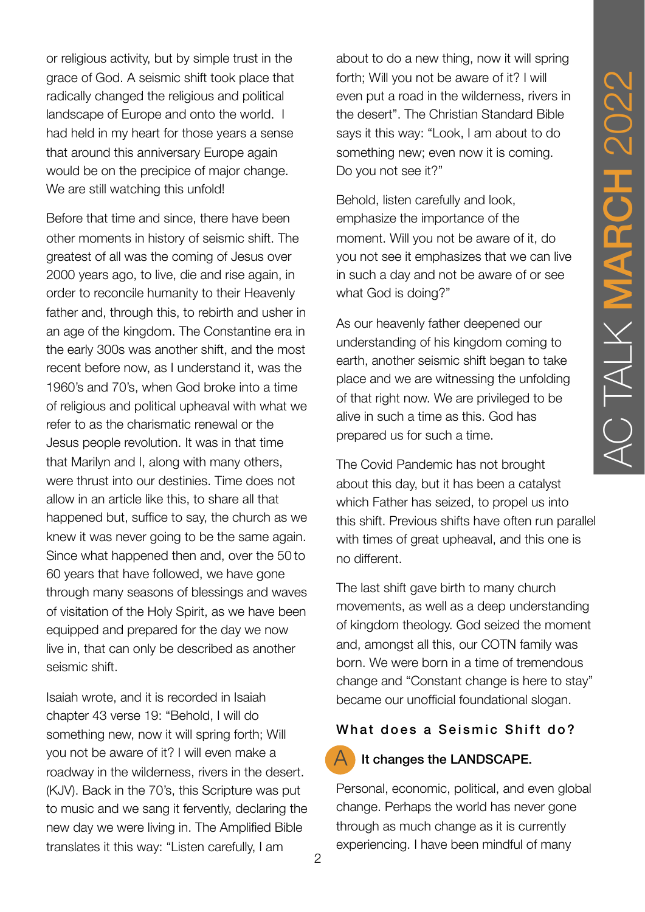or religious activity, but by simple trust in the grace of God. A seismic shift took place that radically changed the religious and political landscape of Europe and onto the world. I had held in my heart for those years a sense that around this anniversary Europe again would be on the precipice of major change. We are still watching this unfold!

Before that time and since, there have been other moments in history of seismic shift. The greatest of all was the coming of Jesus over 2000 years ago, to live, die and rise again, in order to reconcile humanity to their Heavenly father and, through this, to rebirth and usher in an age of the kingdom. The Constantine era in the early 300s was another shift, and the most recent before now, as I understand it, was the 1960's and 70's, when God broke into a time of religious and political upheaval with what we refer to as the charismatic renewal or the Jesus people revolution. It was in that time that Marilyn and I, along with many others, were thrust into our destinies. Time does not allow in an article like this, to share all that happened but, suffice to say, the church as we knew it was never going to be the same again. Since what happened then and, over the 50 to 60 years that have followed, we have gone through many seasons of blessings and waves of visitation of the Holy Spirit, as we have been equipped and prepared for the day we now live in, that can only be described as another seismic shift.

Isaiah wrote, and it is recorded in Isaiah chapter 43 verse 19: "Behold, I will do something new, now it will spring forth; Will you not be aware of it? I will even make a roadway in the wilderness, rivers in the desert. (KJV). Back in the 70's, this Scripture was put to music and we sang it fervently, declaring the new day we were living in. The Amplified Bible translates it this way: "Listen carefully, I am about to do a new thing, now it will spring forth; Will you not be aware of it? I will even put a road in the wilderness, rivers in the desert". The Christian Standard Bible says it this way: "Look, I am about to do something new; even now it is coming. Do you not see it?"

Behold, listen carefully and look, emphasize the importance of the moment. Will you not be aware of it, do you not see it emphasizes that we can live in such a day and not be aware of or see what God is doing?"

As our heavenly father deepened our understanding of his kingdom coming to earth, another seismic shift began to take place and we are witnessing the unfolding of that right now. We are privileged to be alive in such a time as this. God has prepared us for such a time.

The Covid Pandemic has not brought about this day, but it has been a catalyst which Father has seized, to propel us into this shift. Previous shifts have often run parallel with times of great upheaval, and this one is no different.

The last shift gave birth to many church movements, as well as a deep understanding of kingdom theology. God seized the moment and, amongst all this, our COTN family was born. We were born in a time of tremendous change and "Constant change is here to stay" became our unofficial foundational slogan.

### What does a Seismic Shift do?

**A It changes the LANDSCAPE.**

Personal, economic, political, and even global change. Perhaps the world has never gone through as much change as it is currently experiencing. I have been mindful of many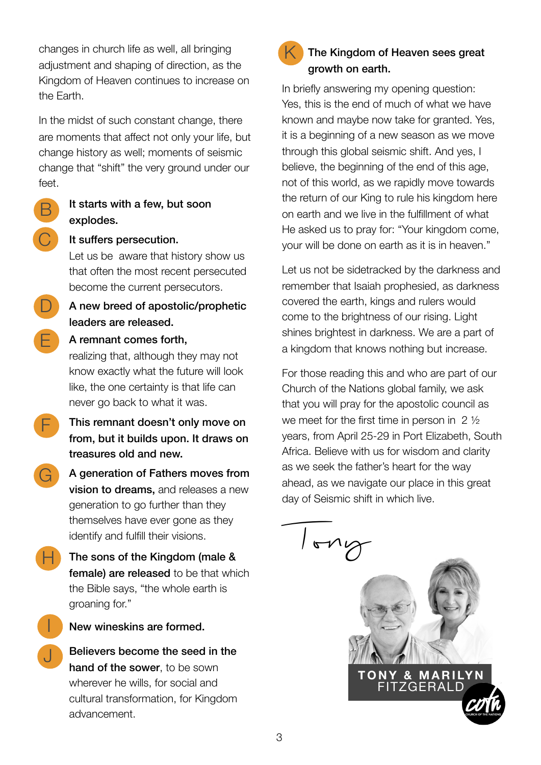changes in church life as well, all bringing adjustment and shaping of direction, as the Kingdom of Heaven continues to increase on the Earth.

In the midst of such constant change, there are moments that affect not only your life, but change history as well; moments of seismic change that "shift" the very ground under our feet.

B **It starts with a few, but soon explodes.**

C **It suffers persecution.**
Let us be aware that history show us that often the most recent persecuted become the current persecutors.

D **A new breed of apostolic/prophetic leaders are released.**

E **A remnant comes forth,**
realizing that, although they may not know exactly what the future will look like, the one certainty is that life can never go back to what it was.

F **This remnant doesn't only move on from, but it builds upon. It draws on treasures old and new.**

G **A generation of Fathers moves from vision to dreams,** and releases a new generation to go further than they themselves have ever gone as they identify and fulfill their visions.

H **The sons of the Kingdom (male & female) are released** to be that which the Bible says, "the whole earth is groaning for."

I **New wineskins are formed.**

J **Believers become the seed in the hand of the sower**, to be sown wherever he wills, for social and cultural transformation, for Kingdom advancement.

K **The Kingdom of Heaven sees great growth on earth.**

In briefly answering my opening question: Yes, this is the end of much of what we have known and maybe now take for granted. Yes, it is a beginning of a new season as we move through this global seismic shift. And yes, I believe, the beginning of the end of this age, not of this world, as we rapidly move towards the return of our King to rule his kingdom here on earth and we live in the fulfillment of what He asked us to pray for: "Your kingdom come, your will be done on earth as it is in heaven."

Let us not be sidetracked by the darkness and remember that Isaiah prophesied, as darkness covered the earth, kings and rulers would come to the brightness of our rising. Light shines brightest in darkness. We are a part of a kingdom that knows nothing but increase.

For those reading this and who are part of our Church of the Nations global family, we ask that you will pray for the apostolic council as we meet for the first time in person in 2 ½ years, from April 25-29 in Port Elizabeth, South Africa. Believe with us for wisdom and clarity as we seek the father's heart for the way ahead, as we navigate our place in this great day of Seismic shift in which live.

Tony

**TONY & MARILYN FITZGERALD**